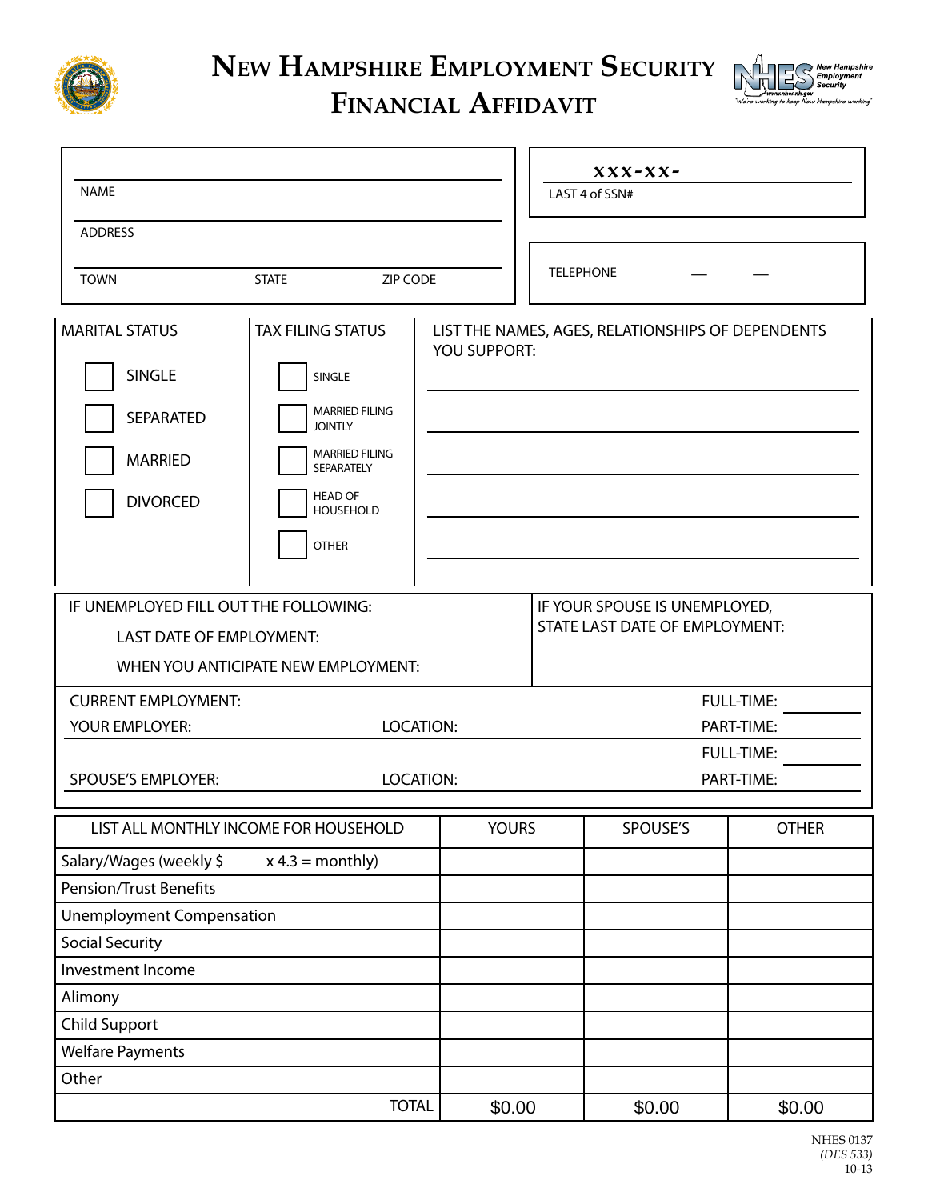# New Hampshire Employment Security
# Financial Affidavit

NAME

ADDRESS

TOWN　　STATE　　ZIP CODE

xxx-xx-
LAST 4 of SSN#

TELEPHONE — —

| MARITAL STATUS | TAX FILING STATUS | LIST THE NAMES, AGES, RELATIONSHIPS OF DEPENDENTS YOU SUPPORT: |
|---|---|---|
| ☐ SINGLE | ☐ SINGLE | |
| ☐ SEPARATED | ☐ MARRIED FILING JOINTLY | |
| ☐ MARRIED | ☐ MARRIED FILING SEPARATELY | |
| ☐ DIVORCED | ☐ HEAD OF HOUSEHOLD | |
| | ☐ OTHER | |

IF UNEMPLOYED FILL OUT THE FOLLOWING:

LAST DATE OF EMPLOYMENT:

WHEN YOU ANTICIPATE NEW EMPLOYMENT:

IF YOUR SPOUSE IS UNEMPLOYED, STATE LAST DATE OF EMPLOYMENT:

CURRENT EMPLOYMENT:

YOUR EMPLOYER:　　LOCATION:　　FULL-TIME:　　PART-TIME:

SPOUSE'S EMPLOYER:　　LOCATION:　　FULL-TIME:　　PART-TIME:

| LIST ALL MONTHLY INCOME FOR HOUSEHOLD | YOURS | SPOUSE'S | OTHER |
|---|---|---|---|
| Salary/Wages (weekly $ x 4.3 = monthly) | | | |
| Pension/Trust Benefits | | | |
| Unemployment Compensation | | | |
| Social Security | | | |
| Investment Income | | | |
| Alimony | | | |
| Child Support | | | |
| Welfare Payments | | | |
| Other | | | |
| TOTAL | $0.00 | $0.00 | $0.00 |

NHES 0137
*(DES 533)*
10-13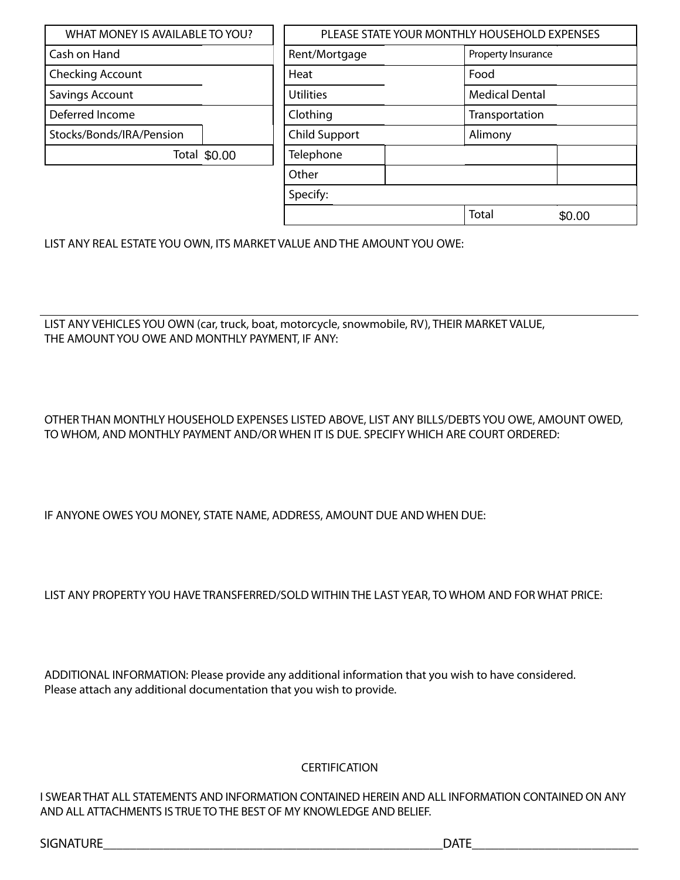| WHAT MONEY IS AVAILABLE TO YOU? | |
|---|---|
| Cash on Hand | |
| Checking Account | |
| Savings Account | |
| Deferred Income | |
| Stocks/Bonds/IRA/Pension | |
| Total | $0.00 |

| PLEASE STATE YOUR MONTHLY HOUSEHOLD EXPENSES | | | |
|---|---|---|---|
| Rent/Mortgage | | Property Insurance | |
| Heat | | Food | |
| Utilities | | Medical Dental | |
| Clothing | | Transportation | |
| Child Support | | Alimony | |
| Telephone | | | |
| Other | | | |
| Specify: | | | |
| | | Total | $0.00 |

LIST ANY REAL ESTATE YOU OWN, ITS MARKET VALUE AND THE AMOUNT YOU OWE:

LIST ANY VEHICLES YOU OWN (car, truck, boat, motorcycle, snowmobile, RV), THEIR MARKET VALUE, THE AMOUNT YOU OWE AND MONTHLY PAYMENT, IF ANY:

OTHER THAN MONTHLY HOUSEHOLD EXPENSES LISTED ABOVE, LIST ANY BILLS/DEBTS YOU OWE, AMOUNT OWED, TO WHOM, AND MONTHLY PAYMENT AND/OR WHEN IT IS DUE. SPECIFY WHICH ARE COURT ORDERED:

IF ANYONE OWES YOU MONEY, STATE NAME, ADDRESS, AMOUNT DUE AND WHEN DUE:

LIST ANY PROPERTY YOU HAVE TRANSFERRED/SOLD WITHIN THE LAST YEAR, TO WHOM AND FOR WHAT PRICE:

ADDITIONAL INFORMATION: Please provide any additional information that you wish to have considered. Please attach any additional documentation that you wish to provide.

## CERTIFICATION

I SWEAR THAT ALL STATEMENTS AND INFORMATION CONTAINED HEREIN AND ALL INFORMATION CONTAINED ON ANY AND ALL ATTACHMENTS IS TRUE TO THE BEST OF MY KNOWLEDGE AND BELIEF.

SIGNATURE_______________________________________________DATE_______________________